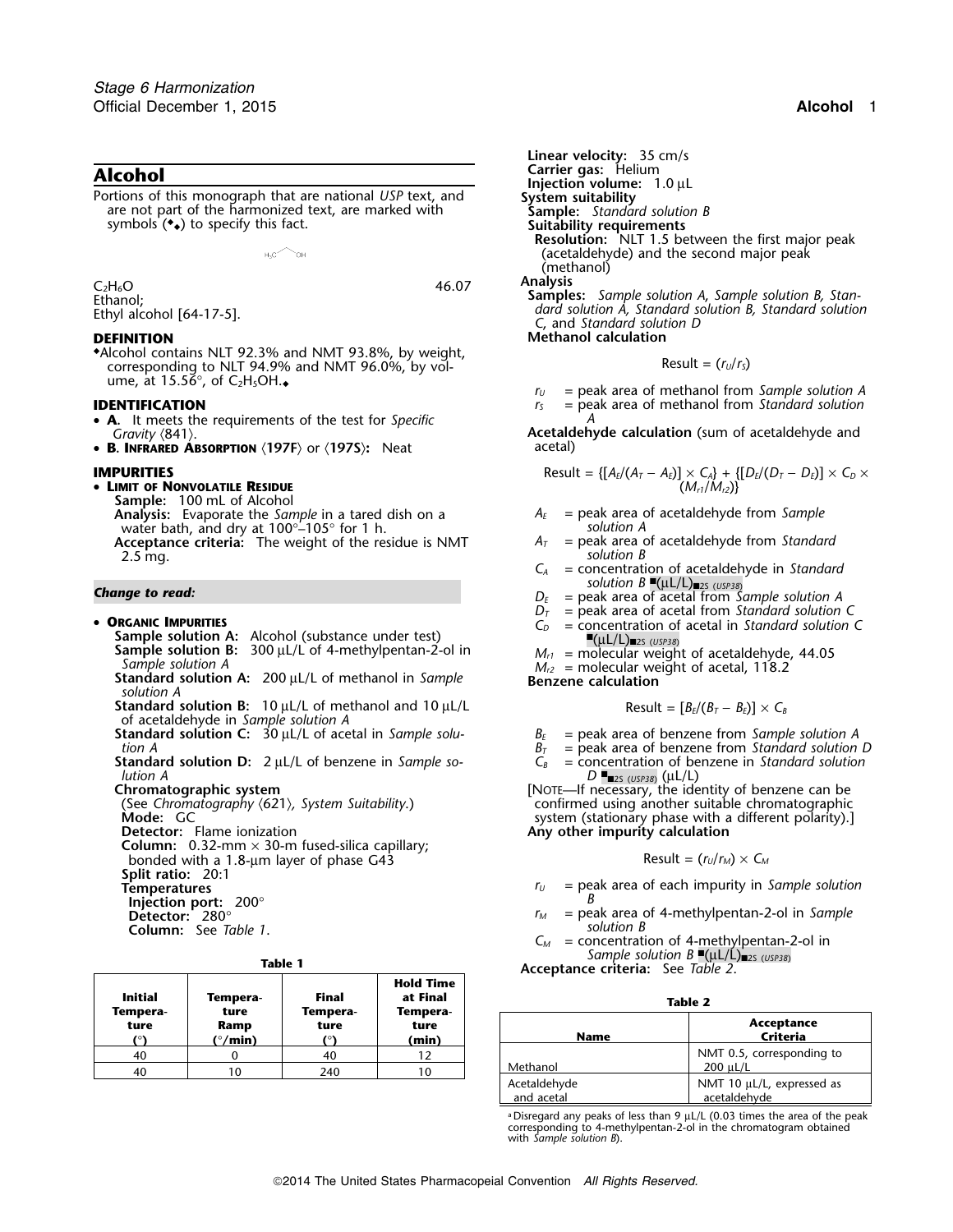# Alcohol

Portions of this monograph that are national *USP* text, and are not part of the harmonized text, are marked with symbols (◆◆) to specify this fact.

$H_3C$ — OH

$C_2H_6O$ 46.07

Ethanol;

Ethyl alcohol [64-17-5].

## DEFINITION

◆Alcohol contains NLT 92.3% and NMT 93.8%, by weight, corresponding to NLT 94.9% and NMT 96.0%, by volume, at 15.56°, of $C_2H_5OH$.◆

## IDENTIFICATION

- **A.** It meets the requirements of the test for *Specific Gravity* ⟨841⟩.
- **B. Infrared Absorption ⟨197F⟩** or **⟨197S⟩:** Neat

## IMPURITIES

- **Limit of Nonvolatile Residue**

  **Sample:** 100 mL of Alcohol

  **Analysis:** Evaporate the *Sample* in a tared dish on a water bath, and dry at 100°–105° for 1 h.

  **Acceptance criteria:** The weight of the residue is NMT 2.5 mg.

***Change to read:***

- **Organic Impurities**

  **Sample solution A:** Alcohol (substance under test)

  **Sample solution B:** 300 µL/L of 4-methylpentan-2-ol in *Sample solution A*

  **Standard solution A:** 200 µL/L of methanol in *Sample solution A*

  **Standard solution B:** 10 µL/L of methanol and 10 µL/L of acetaldehyde in *Sample solution A*

  **Standard solution C:** 30 µL/L of acetal in *Sample solution A*

  **Standard solution D:** 2 µL/L of benzene in *Sample solution A*

  **Chromatographic system**

  (See *Chromatography* ⟨621⟩, *System Suitability*.)

  **Mode:** GC

  **Detector:** Flame ionization

  **Column:** 0.32-mm × 30-m fused-silica capillary; bonded with a 1.8-µm layer of phase G43

  **Split ratio:** 20:1

  **Temperatures**

  **Injection port:** 200°

  **Detector:** 280°

  **Column:** See *Table 1*.

**Table 1**

| Initial Temperature (°) | Temperature Ramp (°/min) | Final Temperature (°) | Hold Time at Final Temperature (min) |
|---|---|---|---|
| 40 | 0 | 40 | 12 |
| 40 | 10 | 240 | 10 |

  **Linear velocity:** 35 cm/s

  **Carrier gas:** Helium

  **Injection volume:** 1.0 µL

  **System suitability**

  **Sample:** *Standard solution B*

  **Suitability requirements**

  **Resolution:** NLT 1.5 between the first major peak (acetaldehyde) and the second major peak (methanol)

  **Analysis**

  **Samples:** *Sample solution A, Sample solution B, Standard solution A, Standard solution B, Standard solution C,* and *Standard solution D*

  **Methanol calculation**

$$\text{Result} = (r_U/r_S)$$

$r_U$ = peak area of methanol from *Sample solution A*

$r_S$ = peak area of methanol from *Standard solution A*

  **Acetaldehyde calculation** (sum of acetaldehyde and acetal)

$$\text{Result} = \{[A_E/(A_T - A_E)] \times C_A\} + \{[D_E/(D_T - D_E)] \times C_D \times (M_{r1}/M_{r2})\}$$

$A_E$ = peak area of acetaldehyde from *Sample solution A*

$A_T$ = peak area of acetaldehyde from *Standard solution B*

$C_A$ = concentration of acetaldehyde in *Standard solution B* ■(µL/L)■2S (USP38)

$D_E$ = peak area of acetal from *Sample solution A*

$D_T$ = peak area of acetal from *Standard solution C*

$C_D$ = concentration of acetal in *Standard solution C* ■(µL/L)■2S (USP38)

$M_{r1}$ = molecular weight of acetaldehyde, 44.05

$M_{r2}$ = molecular weight of acetal, 118.2

  **Benzene calculation**

$$\text{Result} = [B_E/(B_T - B_E)] \times C_B$$

$B_E$ = peak area of benzene from *Sample solution A*

$B_T$ = peak area of benzene from *Standard solution D*

$C_B$ = concentration of benzene in *Standard solution D* ■■2S (USP38) (µL/L)

[Note—If necessary, the identity of benzene can be confirmed using another suitable chromatographic system (stationary phase with a different polarity).]

  **Any other impurity calculation**

$$\text{Result} = (r_U/r_M) \times C_M$$

$r_U$ = peak area of each impurity in *Sample solution B*

$r_M$ = peak area of 4-methylpentan-2-ol in *Sample solution B*

$C_M$ = concentration of 4-methylpentan-2-ol in *Sample solution B* ■(µL/L)■2S (USP38)

  **Acceptance criteria:** See *Table 2*.

**Table 2**

| Name | Acceptance Criteria |
|---|---|
| Methanol | NMT 0.5, corresponding to 200 µL/L |
| Acetaldehyde and acetal | NMT 10 µL/L, expressed as acetaldehyde |

[a] Disregard any peaks of less than 9 µL/L (0.03 times the area of the peak corresponding to 4-methylpentan-2-ol in the chromatogram obtained with *Sample solution B*).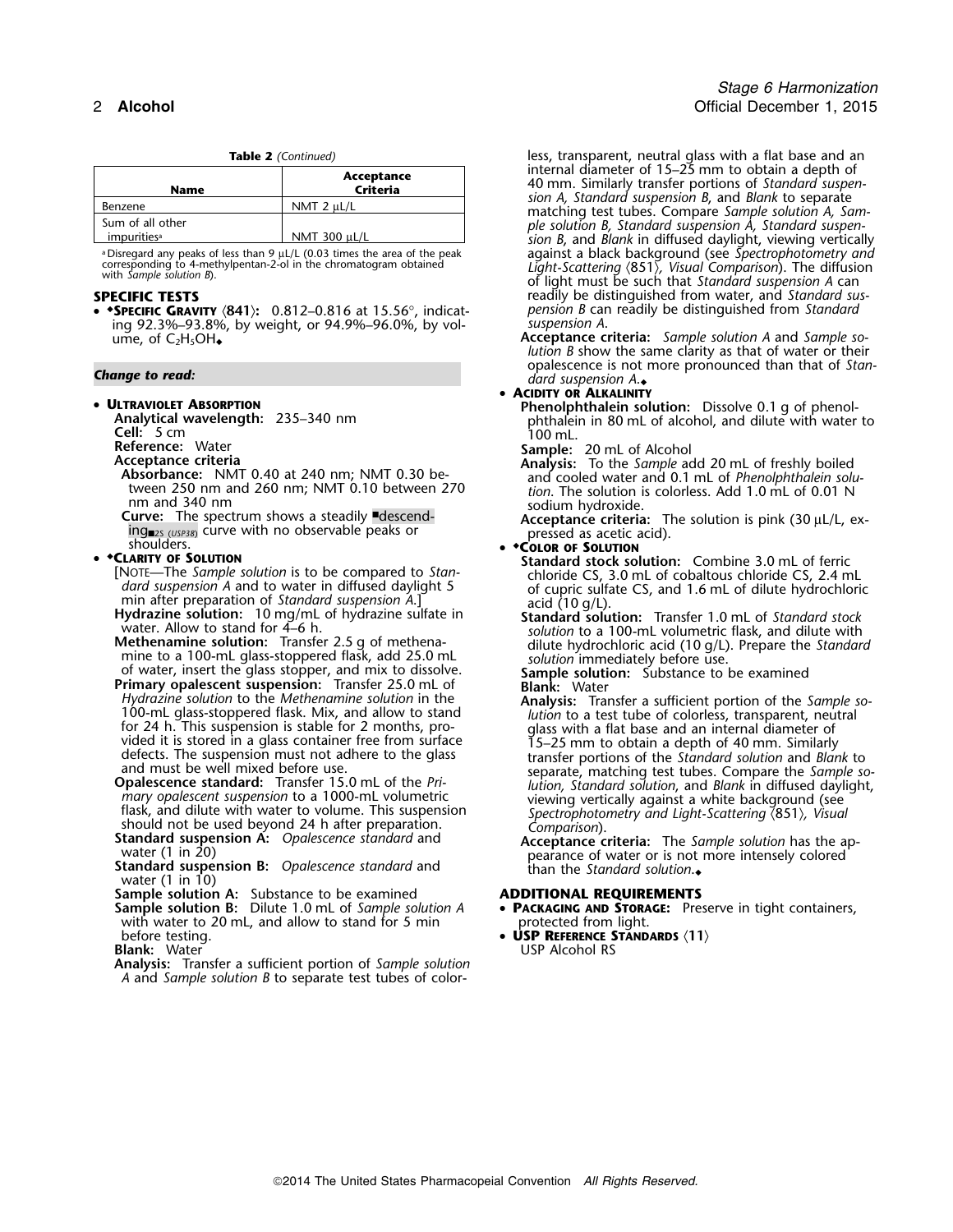**Table 2** *(Continued)*

| Name | Acceptance Criteria |
|---|---|
| Benzene | NMT 2 µL/L |
| Sum of all other impurities[a] | NMT 300 µL/L |

[a] Disregard any peaks of less than 9 µL/L (0.03 times the area of the peak corresponding to 4-methylpentan-2-ol in the chromatogram obtained with *Sample solution B*).

## SPECIFIC TESTS

- ◆**SPECIFIC GRAVITY** ⟨841⟩: 0.812–0.816 at 15.56°, indicating 92.3%–93.8%, by weight, or 94.9%–96.0%, by volume, of $C_2H_5OH$◆

*Change to read:*

- **ULTRAVIOLET ABSORPTION**
  - **Analytical wavelength:** 235–340 nm
  - **Cell:** 5 cm
  - **Reference:** Water
  - **Acceptance criteria**
    - **Absorbance:** NMT 0.40 at 240 nm; NMT 0.30 between 250 nm and 260 nm; NMT 0.10 between 270 nm and 340 nm
    - **Curve:** The spectrum shows a steadily ■descending■2S (USP38) curve with no observable peaks or shoulders.
- ◆**CLARITY OF SOLUTION**

  [NOTE—The *Sample solution* is to be compared to *Standard suspension A* and to water in diffused daylight 5 min after preparation of *Standard suspension A*.]

  **Hydrazine solution:** 10 mg/mL of hydrazine sulfate in water. Allow to stand for 4–6 h.

  **Methenamine solution:** Transfer 2.5 g of methenamine to a 100-mL glass-stoppered flask, add 25.0 mL of water, insert the glass stopper, and mix to dissolve.

  **Primary opalescent suspension:** Transfer 25.0 mL of *Hydrazine solution* to the *Methenamine solution* in the 100-mL glass-stoppered flask. Mix, and allow to stand for 24 h. This suspension is stable for 2 months, provided it is stored in a glass container free from surface defects. The suspension must not adhere to the glass and must be well mixed before use.

  **Opalescence standard:** Transfer 15.0 mL of the *Primary opalescent suspension* to a 1000-mL volumetric flask, and dilute with water to volume. This suspension should not be used beyond 24 h after preparation.

  **Standard suspension A:** *Opalescence standard* and water (1 in 20)

  **Standard suspension B:** *Opalescence standard* and water (1 in 10)

  **Sample solution A:** Substance to be examined

  **Sample solution B:** Dilute 1.0 mL of *Sample solution A* with water to 20 mL, and allow to stand for 5 min before testing.

  **Blank:** Water

  **Analysis:** Transfer a sufficient portion of *Sample solution A* and *Sample solution B* to separate test tubes of colorless, transparent, neutral glass with a flat base and an internal diameter of 15–25 mm to obtain a depth of 40 mm. Similarly transfer portions of *Standard suspension A, Standard suspension B*, and *Blank* to separate matching test tubes. Compare *Sample solution A, Sample solution B, Standard suspension A, Standard suspension B*, and *Blank* in diffused daylight, viewing vertically against a black background (see *Spectrophotometry and Light-Scattering* ⟨851⟩, *Visual Comparison*). The diffusion of light must be such that *Standard suspension A* can readily be distinguished from water, and *Standard suspension B* can readily be distinguished from *Standard suspension A*.

  **Acceptance criteria:** *Sample solution A* and *Sample solution B* show the same clarity as that of water or their opalescence is not more pronounced than that of *Standard suspension A*.◆
- **ACIDITY OR ALKALINITY**

  **Phenolphthalein solution:** Dissolve 0.1 g of phenolphthalein in 80 mL of alcohol, and dilute with water to 100 mL.

  **Sample:** 20 mL of Alcohol

  **Analysis:** To the *Sample* add 20 mL of freshly boiled and cooled water and 0.1 mL of *Phenolphthalein solution*. The solution is colorless. Add 1.0 mL of 0.01 N sodium hydroxide.

  **Acceptance criteria:** The solution is pink (30 µL/L, expressed as acetic acid).
- ◆**COLOR OF SOLUTION**

  **Standard stock solution:** Combine 3.0 mL of ferric chloride CS, 3.0 mL of cobaltous chloride CS, 2.4 mL of cupric sulfate CS, and 1.6 mL of dilute hydrochloric acid (10 g/L).

  **Standard solution:** Transfer 1.0 mL of *Standard stock solution* to a 100-mL volumetric flask, and dilute with dilute hydrochloric acid (10 g/L). Prepare the *Standard solution* immediately before use.

  **Sample solution:** Substance to be examined

  **Blank:** Water

  **Analysis:** Transfer a sufficient portion of the *Sample solution* to a test tube of colorless, transparent, neutral glass with a flat base and an internal diameter of 15–25 mm to obtain a depth of 40 mm. Similarly transfer portions of the *Standard solution* and *Blank* to separate, matching test tubes. Compare the *Sample solution, Standard solution*, and *Blank* in diffused daylight, viewing vertically against a white background (see *Spectrophotometry and Light-Scattering* ⟨851⟩, *Visual Comparison*).

  **Acceptance criteria:** The *Sample solution* has the appearance of water or is not more intensely colored than the *Standard solution*.◆

## ADDITIONAL REQUIREMENTS

- **PACKAGING AND STORAGE:** Preserve in tight containers, protected from light.
- **USP REFERENCE STANDARDS** ⟨11⟩

  USP Alcohol RS